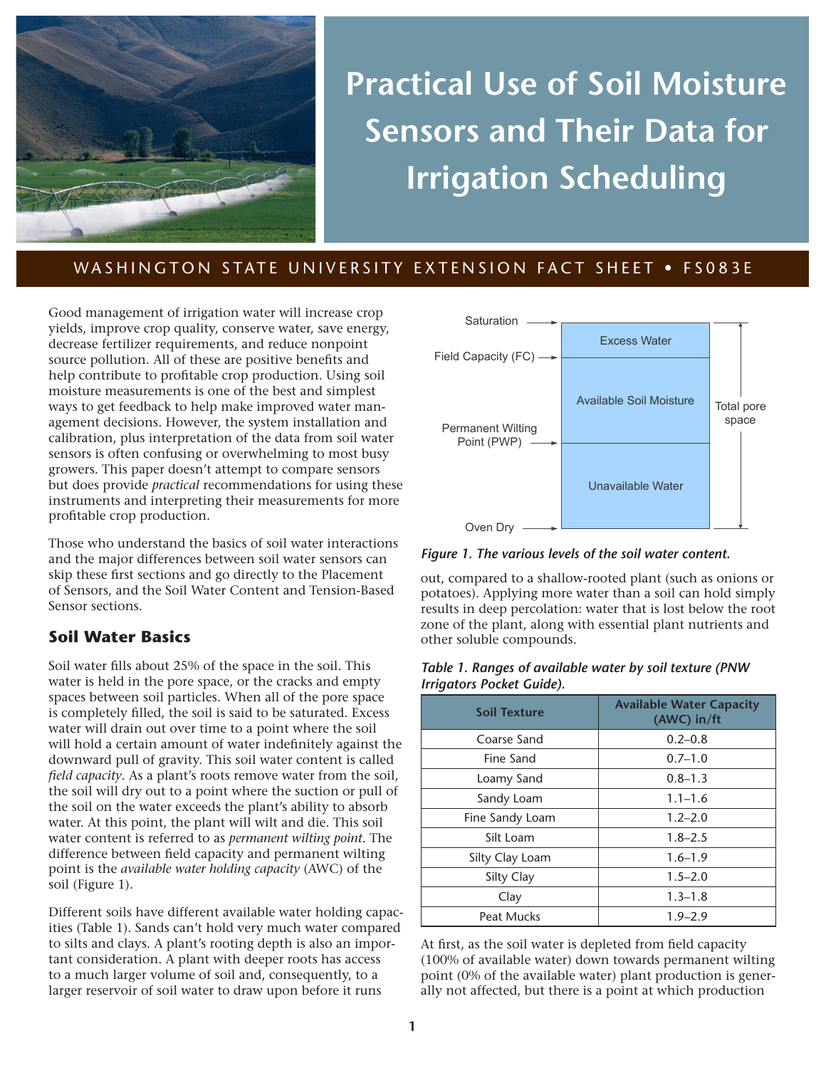# Practical Use of Soil Moisture Sensors and Their Data for Irrigation Scheduling

WASHINGTON STATE UNIVERSITY EXTENSION FACT SHEET • FS083E

Good management of irrigation water will increase crop yields, improve crop quality, conserve water, save energy, decrease fertilizer requirements, and reduce nonpoint source pollution. All of these are positive benefits and help contribute to profitable crop production. Using soil moisture measurements is one of the best and simplest ways to get feedback to help make improved water management decisions. However, the system installation and calibration, plus interpretation of the data from soil water sensors is often confusing or overwhelming to most busy growers. This paper doesn't attempt to compare sensors but does provide *practical* recommendations for using these instruments and interpreting their measurements for more profitable crop production.

Those who understand the basics of soil water interactions and the major differences between soil water sensors can skip these first sections and go directly to the Placement of Sensors, and the Soil Water Content and Tension-Based Sensor sections.

## Soil Water Basics

Soil water fills about 25% of the space in the soil. This water is held in the pore space, or the cracks and empty spaces between soil particles. When all of the pore space is completely filled, the soil is said to be saturated. Excess water will drain out over time to a point where the soil will hold a certain amount of water indefinitely against the downward pull of gravity. This soil water content is called *field capacity*. As a plant's roots remove water from the soil, the soil will dry out to a point where the suction or pull of the soil on the water exceeds the plant's ability to absorb water. At this point, the plant will wilt and die. This soil water content is referred to as *permanent wilting point*. The difference between field capacity and permanent wilting point is the *available water holding capacity* (AWC) of the soil (Figure 1).

Different soils have different available water holding capacities (Table 1). Sands can't hold very much water compared to silts and clays. A plant's rooting depth is also an important consideration. A plant with deeper roots has access to a much larger volume of soil and, consequently, to a larger reservoir of soil water to draw upon before it runs out, compared to a shallow-rooted plant (such as onions or potatoes). Applying more water than a soil can hold simply results in deep percolation: water that is lost below the root zone of the plant, along with essential plant nutrients and other soluble compounds.

| Level | Zone |
|---|---|
| Saturation → Field Capacity (FC) | Excess Water |
| Field Capacity (FC) → Permanent Wilting Point (PWP) | Available Soil Moisture |
| Permanent Wilting Point (PWP) → Oven Dry | Unavailable Water |

Saturation to Oven Dry: Total pore space

***Figure 1. The various levels of the soil water content.***

***Table 1. Ranges of available water by soil texture (PNW Irrigators Pocket Guide).***

| Soil Texture | Available Water Capacity (AWC) in/ft |
|---|---|
| Coarse Sand | 0.2–0.8 |
| Fine Sand | 0.7–1.0 |
| Loamy Sand | 0.8–1.3 |
| Sandy Loam | 1.1–1.6 |
| Fine Sandy Loam | 1.2–2.0 |
| Silt Loam | 1.8–2.5 |
| Silty Clay Loam | 1.6–1.9 |
| Silty Clay | 1.5–2.0 |
| Clay | 1.3–1.8 |
| Peat Mucks | 1.9–2.9 |

At first, as the soil water is depleted from field capacity (100% of available water) down towards permanent wilting point (0% of the available water) plant production is generally not affected, but there is a point at which production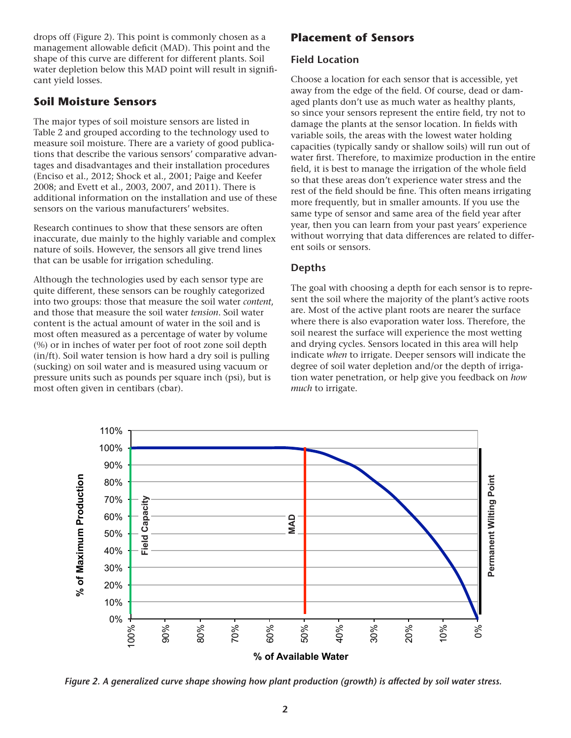drops off (Figure 2). This point is commonly chosen as a management allowable deficit (MAD). This point and the shape of this curve are different for different plants. Soil water depletion below this MAD point will result in significant yield losses.

## Soil Moisture Sensors

The major types of soil moisture sensors are listed in Table 2 and grouped according to the technology used to measure soil moisture. There are a variety of good publications that describe the various sensors' comparative advantages and disadvantages and their installation procedures (Enciso et al., 2012; Shock et al., 2001; Paige and Keefer 2008; and Evett et al., 2003, 2007, and 2011). There is additional information on the installation and use of these sensors on the various manufacturers' websites.

Research continues to show that these sensors are often inaccurate, due mainly to the highly variable and complex nature of soils. However, the sensors all give trend lines that can be usable for irrigation scheduling.

Although the technologies used by each sensor type are quite different, these sensors can be roughly categorized into two groups: those that measure the soil water *content*, and those that measure the soil water *tension*. Soil water content is the actual amount of water in the soil and is most often measured as a percentage of water by volume (%) or in inches of water per foot of root zone soil depth (in/ft). Soil water tension is how hard a dry soil is pulling (sucking) on soil water and is measured using vacuum or pressure units such as pounds per square inch (psi), but is most often given in centibars (cbar).

## Placement of Sensors

### Field Location

Choose a location for each sensor that is accessible, yet away from the edge of the field. Of course, dead or damaged plants don't use as much water as healthy plants, so since your sensors represent the entire field, try not to damage the plants at the sensor location. In fields with variable soils, the areas with the lowest water holding capacities (typically sandy or shallow soils) will run out of water first. Therefore, to maximize production in the entire field, it is best to manage the irrigation of the whole field so that these areas don't experience water stress and the rest of the field should be fine. This often means irrigating more frequently, but in smaller amounts. If you use the same type of sensor and same area of the field year after year, then you can learn from your past years' experience without worrying that data differences are related to different soils or sensors.

### Depths

The goal with choosing a depth for each sensor is to represent the soil where the majority of the plant's active roots are. Most of the active plant roots are nearer the surface where there is also evaporation water loss. Therefore, the soil nearest the surface will experience the most wetting and drying cycles. Sensors located in this area will help indicate *when* to irrigate. Deeper sensors will indicate the degree of soil water depletion and/or the depth of irrigation water penetration, or help give you feedback on *how much* to irrigate.

*Figure 2. A generalized curve shape showing how plant production (growth) is affected by soil water stress.*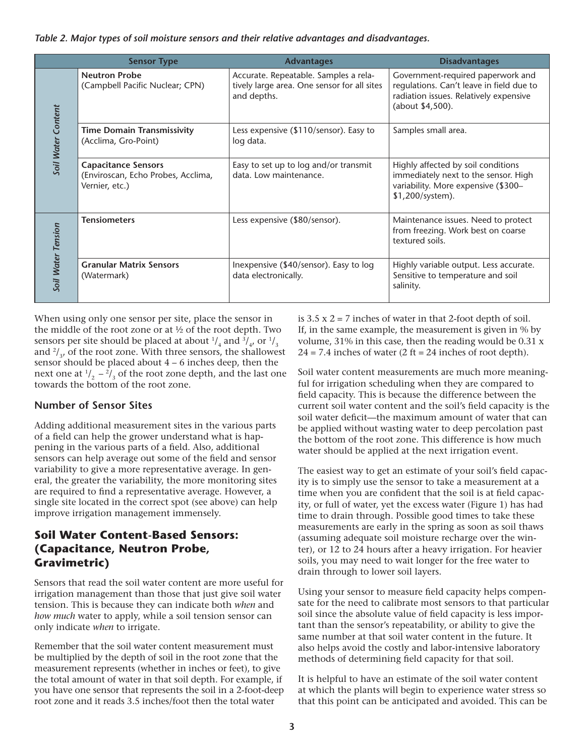*Table 2. Major types of soil moisture sensors and their relative advantages and disadvantages.*

| Sensor Type | | Advantages | Disadvantages |
|---|---|---|---|
| *Soil Water Content* | **Neutron Probe** (Campbell Pacific Nuclear; CPN) | Accurate. Repeatable. Samples a relatively large area. One sensor for all sites and depths. | Government-required paperwork and regulations. Can't leave in field due to radiation issues. Relatively expensive (about $4,500). |
| | **Time Domain Transmissivity** (Acclima, Gro-Point) | Less expensive ($110/sensor). Easy to log data. | Samples small area. |
| | **Capacitance Sensors** (Enviroscan, Echo Probes, Acclima, Vernier, etc.) | Easy to set up to log and/or transmit data. Low maintenance. | Highly affected by soil conditions immediately next to the sensor. High variability. More expensive ($300–$1,200/system). |
| *Soil Water Tension* | **Tensiometers** | Less expensive ($80/sensor). | Maintenance issues. Need to protect from freezing. Work best on coarse textured soils. |
| | **Granular Matrix Sensors** (Watermark) | Inexpensive ($40/sensor). Easy to log data electronically. | Highly variable output. Less accurate. Sensitive to temperature and soil salinity. |

When using only one sensor per site, place the sensor in the middle of the root zone or at ½ of the root depth. Two sensors per site should be placed at about $^1/_4$ and $^3/_4$, or $^1/_3$ and $^2/_3$, of the root zone. With three sensors, the shallowest sensor should be placed about 4 – 6 inches deep, then the next one at $^1/_2$ – $^2/_3$ of the root zone depth, and the last one towards the bottom of the root zone.

### Number of Sensor Sites

Adding additional measurement sites in the various parts of a field can help the grower understand what is happening in the various parts of a field. Also, additional sensors can help average out some of the field and sensor variability to give a more representative average. In general, the greater the variability, the more monitoring sites are required to find a representative average. However, a single site located in the correct spot (see above) can help improve irrigation management immensely.

## Soil Water Content-Based Sensors: (Capacitance, Neutron Probe, Gravimetric)

Sensors that read the soil water content are more useful for irrigation management than those that just give soil water tension. This is because they can indicate both *when* and *how much* water to apply, while a soil tension sensor can only indicate *when* to irrigate.

Remember that the soil water content measurement must be multiplied by the depth of soil in the root zone that the measurement represents (whether in inches or feet), to give the total amount of water in that soil depth. For example, if you have one sensor that represents the soil in a 2-foot-deep root zone and it reads 3.5 inches/foot then the total water is 3.5 x 2 = 7 inches of water in that 2-foot depth of soil. If, in the same example, the measurement is given in % by volume, 31% in this case, then the reading would be 0.31 x 24 = 7.4 inches of water (2 ft = 24 inches of root depth).

Soil water content measurements are much more meaningful for irrigation scheduling when they are compared to field capacity. This is because the difference between the current soil water content and the soil's field capacity is the soil water deficit—the maximum amount of water that can be applied without wasting water to deep percolation past the bottom of the root zone. This difference is how much water should be applied at the next irrigation event.

The easiest way to get an estimate of your soil's field capacity is to simply use the sensor to take a measurement at a time when you are confident that the soil is at field capacity, or full of water, yet the excess water (Figure 1) has had time to drain through. Possible good times to take these measurements are early in the spring as soon as soil thaws (assuming adequate soil moisture recharge over the winter), or 12 to 24 hours after a heavy irrigation. For heavier soils, you may need to wait longer for the free water to drain through to lower soil layers.

Using your sensor to measure field capacity helps compensate for the need to calibrate most sensors to that particular soil since the absolute value of field capacity is less important than the sensor's repeatability, or ability to give the same number at that soil water content in the future. It also helps avoid the costly and labor-intensive laboratory methods of determining field capacity for that soil.

It is helpful to have an estimate of the soil water content at which the plants will begin to experience water stress so that this point can be anticipated and avoided. This can be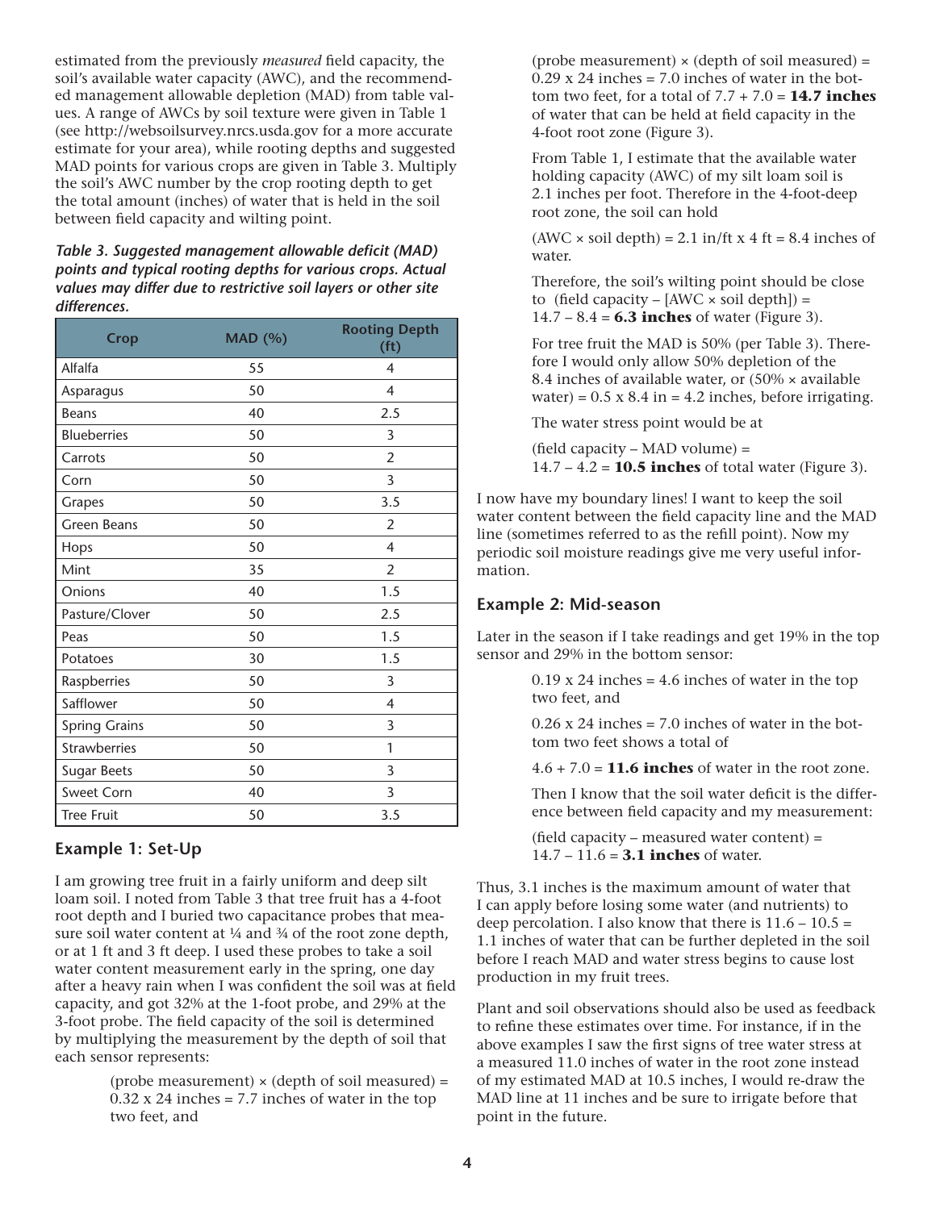estimated from the previously *measured* field capacity, the soil's available water capacity (AWC), and the recommended management allowable depletion (MAD) from table values. A range of AWCs by soil texture were given in Table 1 (see http://websoilsurvey.nrcs.usda.gov for a more accurate estimate for your area), while rooting depths and suggested MAD points for various crops are given in Table 3. Multiply the soil's AWC number by the crop rooting depth to get the total amount (inches) of water that is held in the soil between field capacity and wilting point.

***Table 3. Suggested management allowable deficit (MAD) points and typical rooting depths for various crops. Actual values may differ due to restrictive soil layers or other site differences.***

| Crop | MAD (%) | Rooting Depth (ft) |
|---|---|---|
| Alfalfa | 55 | 4 |
| Asparagus | 50 | 4 |
| Beans | 40 | 2.5 |
| Blueberries | 50 | 3 |
| Carrots | 50 | 2 |
| Corn | 50 | 3 |
| Grapes | 50 | 3.5 |
| Green Beans | 50 | 2 |
| Hops | 50 | 4 |
| Mint | 35 | 2 |
| Onions | 40 | 1.5 |
| Pasture/Clover | 50 | 2.5 |
| Peas | 50 | 1.5 |
| Potatoes | 30 | 1.5 |
| Raspberries | 50 | 3 |
| Safflower | 50 | 4 |
| Spring Grains | 50 | 3 |
| Strawberries | 50 | 1 |
| Sugar Beets | 50 | 3 |
| Sweet Corn | 40 | 3 |
| Tree Fruit | 50 | 3.5 |

## Example 1: Set-Up

I am growing tree fruit in a fairly uniform and deep silt loam soil. I noted from Table 3 that tree fruit has a 4-foot root depth and I buried two capacitance probes that measure soil water content at ¼ and ¾ of the root zone depth, or at 1 ft and 3 ft deep. I used these probes to take a soil water content measurement early in the spring, one day after a heavy rain when I was confident the soil was at field capacity, and got 32% at the 1-foot probe, and 29% at the 3-foot probe. The field capacity of the soil is determined by multiplying the measurement by the depth of soil that each sensor represents:

(probe measurement) × (depth of soil measured) = 0.32 x 24 inches = 7.7 inches of water in the top two feet, and

(probe measurement) × (depth of soil measured) = 0.29 x 24 inches = 7.0 inches of water in the bottom two feet, for a total of 7.7 + 7.0 = **14.7 inches** of water that can be held at field capacity in the 4-foot root zone (Figure 3).

From Table 1, I estimate that the available water holding capacity (AWC) of my silt loam soil is 2.1 inches per foot. Therefore in the 4-foot-deep root zone, the soil can hold

(AWC × soil depth) = 2.1 in/ft x 4 ft = 8.4 inches of water.

Therefore, the soil's wilting point should be close to (field capacity – [AWC × soil depth]) = 14.7 – 8.4 = **6.3 inches** of water (Figure 3).

For tree fruit the MAD is 50% (per Table 3). Therefore I would only allow 50% depletion of the 8.4 inches of available water, or (50% × available water) = 0.5 x 8.4 in = 4.2 inches, before irrigating.

The water stress point would be at

(field capacity – MAD volume) = 14.7 – 4.2 = **10.5 inches** of total water (Figure 3).

I now have my boundary lines! I want to keep the soil water content between the field capacity line and the MAD line (sometimes referred to as the refill point). Now my periodic soil moisture readings give me very useful information.

## Example 2: Mid-season

Later in the season if I take readings and get 19% in the top sensor and 29% in the bottom sensor:

0.19 x 24 inches = 4.6 inches of water in the top two feet, and

0.26 x 24 inches = 7.0 inches of water in the bottom two feet shows a total of

4.6 + 7.0 = **11.6 inches** of water in the root zone.

Then I know that the soil water deficit is the difference between field capacity and my measurement:

(field capacity – measured water content) = 14.7 – 11.6 = **3.1 inches** of water.

Thus, 3.1 inches is the maximum amount of water that I can apply before losing some water (and nutrients) to deep percolation. I also know that there is 11.6 – 10.5 = 1.1 inches of water that can be further depleted in the soil before I reach MAD and water stress begins to cause lost production in my fruit trees.

Plant and soil observations should also be used as feedback to refine these estimates over time. For instance, if in the above examples I saw the first signs of tree water stress at a measured 11.0 inches of water in the root zone instead of my estimated MAD at 10.5 inches, I would re-draw the MAD line at 11 inches and be sure to irrigate before that point in the future.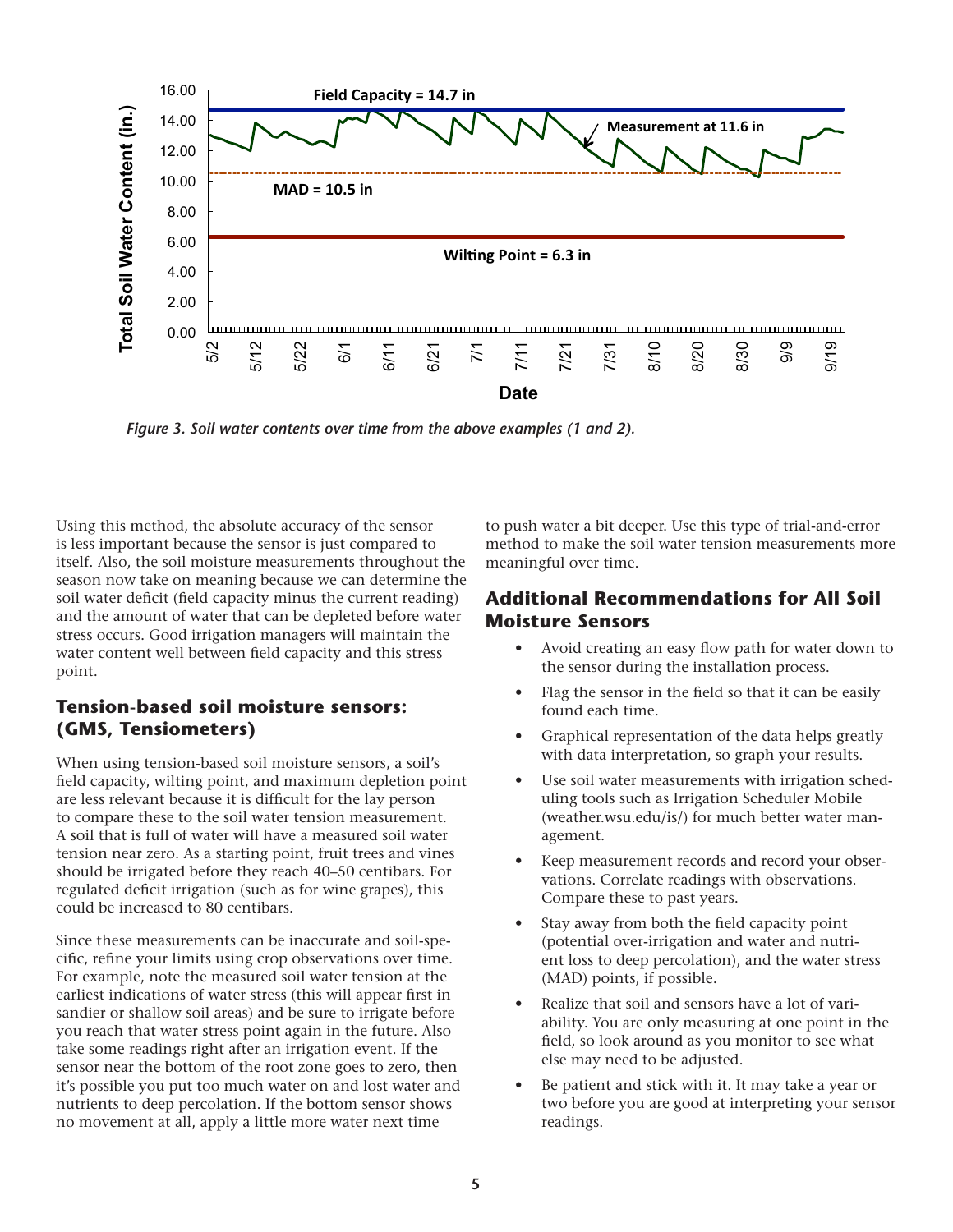Figure 3. *Soil water contents over time from the above examples (1 and 2).*

Using this method, the absolute accuracy of the sensor is less important because the sensor is just compared to itself. Also, the soil moisture measurements throughout the season now take on meaning because we can determine the soil water deficit (field capacity minus the current reading) and the amount of water that can be depleted before water stress occurs. Good irrigation managers will maintain the water content well between field capacity and this stress point.

## Tension-based soil moisture sensors: (GMS, Tensiometers)

When using tension-based soil moisture sensors, a soil's field capacity, wilting point, and maximum depletion point are less relevant because it is difficult for the lay person to compare these to the soil water tension measurement. A soil that is full of water will have a measured soil water tension near zero. As a starting point, fruit trees and vines should be irrigated before they reach 40–50 centibars. For regulated deficit irrigation (such as for wine grapes), this could be increased to 80 centibars.

Since these measurements can be inaccurate and soil-specific, refine your limits using crop observations over time. For example, note the measured soil water tension at the earliest indications of water stress (this will appear first in sandier or shallow soil areas) and be sure to irrigate before you reach that water stress point again in the future. Also take some readings right after an irrigation event. If the sensor near the bottom of the root zone goes to zero, then it's possible you put too much water on and lost water and nutrients to deep percolation. If the bottom sensor shows no movement at all, apply a little more water next time to push water a bit deeper. Use this type of trial-and-error method to make the soil water tension measurements more meaningful over time.

## Additional Recommendations for All Soil Moisture Sensors

- Avoid creating an easy flow path for water down to the sensor during the installation process.
- Flag the sensor in the field so that it can be easily found each time.
- Graphical representation of the data helps greatly with data interpretation, so graph your results.
- Use soil water measurements with irrigation scheduling tools such as Irrigation Scheduler Mobile (weather.wsu.edu/is/) for much better water management.
- Keep measurement records and record your observations. Correlate readings with observations. Compare these to past years.
- Stay away from both the field capacity point (potential over-irrigation and water and nutrient loss to deep percolation), and the water stress (MAD) points, if possible.
- Realize that soil and sensors have a lot of variability. You are only measuring at one point in the field, so look around as you monitor to see what else may need to be adjusted.
- Be patient and stick with it. It may take a year or two before you are good at interpreting your sensor readings.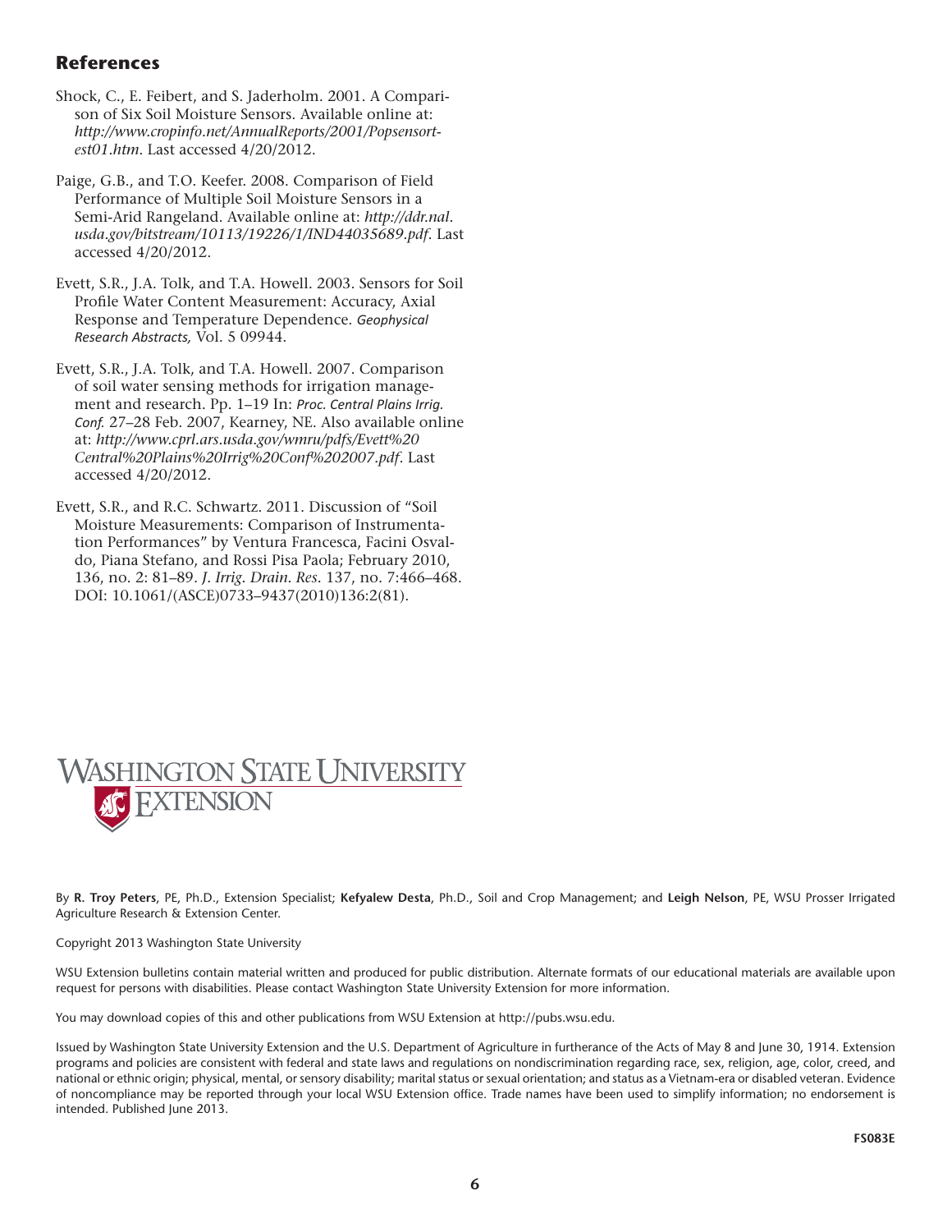## References

Shock, C., E. Feibert, and S. Jaderholm. 2001. A Comparison of Six Soil Moisture Sensors. Available online at: *http://www.cropinfo.net/AnnualReports/2001/Popsensortest01.htm*. Last accessed 4/20/2012.

Paige, G.B., and T.O. Keefer. 2008. Comparison of Field Performance of Multiple Soil Moisture Sensors in a Semi-Arid Rangeland. Available online at: *http://ddr.nal.usda.gov/bitstream/10113/19226/1/IND44035689.pdf*. Last accessed 4/20/2012.

Evett, S.R., J.A. Tolk, and T.A. Howell. 2003. Sensors for Soil Profile Water Content Measurement: Accuracy, Axial Response and Temperature Dependence. *Geophysical Research Abstracts,* Vol. 5 09944.

Evett, S.R., J.A. Tolk, and T.A. Howell. 2007. Comparison of soil water sensing methods for irrigation management and research. Pp. 1–19 In: *Proc. Central Plains Irrig. Conf.* 27–28 Feb. 2007, Kearney, NE. Also available online at: *http://www.cprl.ars.usda.gov/wmru/pdfs/Evett%20Central%20Plains%20Irrig%20Conf%202007.pdf*. Last accessed 4/20/2012.

Evett, S.R., and R.C. Schwartz. 2011. Discussion of "Soil Moisture Measurements: Comparison of Instrumentation Performances" by Ventura Francesca, Facini Osvaldo, Piana Stefano, and Rossi Pisa Paola; February 2010, 136, no. 2: 81–89. *J. Irrig. Drain. Res.* 137, no. 7:466–468. DOI: 10.1061/(ASCE)0733–9437(2010)136:2(81).

WASHINGTON STATE UNIVERSITY EXTENSION

By **R. Troy Peters**, PE, Ph.D., Extension Specialist; **Kefyalew Desta**, Ph.D., Soil and Crop Management; and **Leigh Nelson**, PE, WSU Prosser Irrigated Agriculture Research & Extension Center.

Copyright 2013 Washington State University

WSU Extension bulletins contain material written and produced for public distribution. Alternate formats of our educational materials are available upon request for persons with disabilities. Please contact Washington State University Extension for more information.

You may download copies of this and other publications from WSU Extension at http://pubs.wsu.edu.

Issued by Washington State University Extension and the U.S. Department of Agriculture in furtherance of the Acts of May 8 and June 30, 1914. Extension programs and policies are consistent with federal and state laws and regulations on nondiscrimination regarding race, sex, religion, age, color, creed, and national or ethnic origin; physical, mental, or sensory disability; marital status or sexual orientation; and status as a Vietnam-era or disabled veteran. Evidence of noncompliance may be reported through your local WSU Extension office. Trade names have been used to simplify information; no endorsement is intended. Published June 2013.

**FS083E**